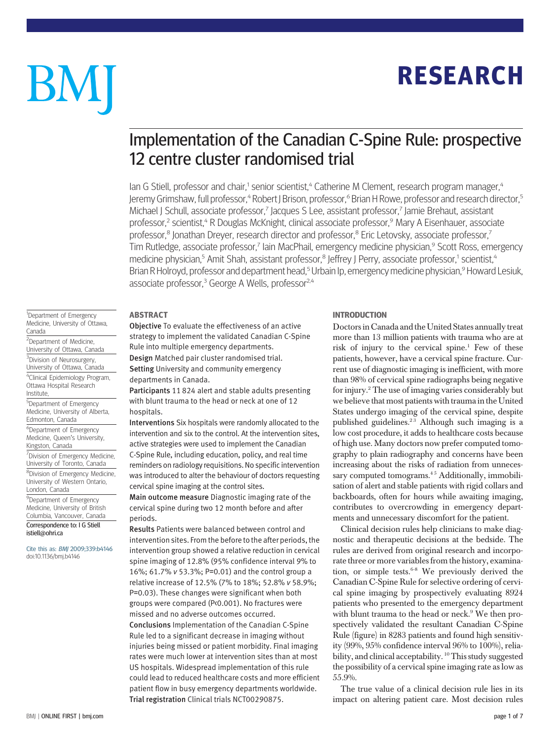# RESEARCH

# Implementation of the Canadian C-Spine Rule: prospective 12 centre cluster randomised trial

Ian G Stiell, professor and chair,[1] senior scientist,[4] Catherine M Clement, research program manager,[4] Jeremy Grimshaw, full professor,[4] Robert J Brison, professor,[6] Brian H Rowe, professor and research director,[5] Michael J Schull, associate professor,[7] Jacques S Lee, assistant professor,[7] Jamie Brehaut, assistant professor,[2] scientist,[4] R Douglas McKnight, clinical associate professor,[9] Mary A Eisenhauer, associate professor,[8] Jonathan Dreyer, research director and professor,[8] Eric Letovsky, associate professor,[7] Tim Rutledge, associate professor,[7] Iain MacPhail, emergency medicine physician,[9] Scott Ross, emergency medicine physician,[5] Amit Shah, assistant professor,[8] Jeffrey J Perry, associate professor,[1] scientist,[4] Brian R Holroyd, professor and department head,[5] Urbain Ip, emergency medicine physician,[9] Howard Lesiuk, associate professor,[3] George A Wells, professor[2,4]

[1]Department of Emergency Medicine, University of Ottawa, Canada

[2]Department of Medicine, University of Ottawa, Canada

[3]Division of Neurosurgery, University of Ottawa, Canada

[4]Clinical Epidemiology Program, Ottawa Hospital Research Institute,

[5]Department of Emergency Medicine, University of Alberta, Edmonton, Canada

[6]Department of Emergency Medicine, Queen's University, Kingston, Canada

[7]Division of Emergency Medicine, University of Toronto, Canada

[8]Division of Emergency Medicine, University of Western Ontario, London, Canada

[9]Department of Emergency Medicine, University of British Columbia, Vancouver, Canada

Correspondence to: I G Stiell istiell@ohri.ca

Cite this as: *BMJ* 2009;339:b4146 doi:10.1136/bmj.b4146

## ABSTRACT

**Objective** To evaluate the effectiveness of an active strategy to implement the validated Canadian C-Spine Rule into multiple emergency departments.

**Design** Matched pair cluster randomised trial.

**Setting** University and community emergency departments in Canada.

**Participants** 11 824 alert and stable adults presenting with blunt trauma to the head or neck at one of 12 hospitals.

**Interventions** Six hospitals were randomly allocated to the intervention and six to the control. At the intervention sites, active strategies were used to implement the Canadian C-Spine Rule, including education, policy, and real time reminders on radiology requisitions. No specific intervention was introduced to alter the behaviour of doctors requesting cervical spine imaging at the control sites.

**Main outcome measure** Diagnostic imaging rate of the cervical spine during two 12 month before and after periods.

**Results** Patients were balanced between control and intervention sites. From the before to the after periods, the intervention group showed a relative reduction in cervical spine imaging of 12.8% (95% confidence interval 9% to 16%; 61.7% *v* 53.3%; P=0.01) and the control group a relative increase of 12.5% (7% to 18%; 52.8% *v* 58.9%; P=0.03). These changes were significant when both groups were compared (P<0.001). No fractures were missed and no adverse outcomes occurred.

**Conclusions** Implementation of the Canadian C-Spine Rule led to a significant decrease in imaging without injuries being missed or patient morbidity. Final imaging rates were much lower at intervention sites than at most US hospitals. Widespread implementation of this rule could lead to reduced healthcare costs and more efficient patient flow in busy emergency departments worldwide.

**Trial registration** Clinical trials NCT00290875.

## INTRODUCTION

Doctors in Canada and the United States annually treat more than 13 million patients with trauma who are at risk of injury to the cervical spine.[1] Few of these patients, however, have a cervical spine fracture. Current use of diagnostic imaging is inefficient, with more than 98% of cervical spine radiographs being negative for injury.[2] The use of imaging varies considerably but we believe that most patients with trauma in the United States undergo imaging of the cervical spine, despite published guidelines.[2,3] Although such imaging is a low cost procedure, it adds to healthcare costs because of high use. Many doctors now prefer computed tomography to plain radiography and concerns have been increasing about the risks of radiation from unnecessary computed tomograms.[4,5] Additionally, immobilisation of alert and stable patients with rigid collars and backboards, often for hours while awaiting imaging, contributes to overcrowding in emergency departments and unnecessary discomfort for the patient.

Clinical decision rules help clinicians to make diagnostic and therapeutic decisions at the bedside. The rules are derived from original research and incorporate three or more variables from the history, examination, or simple tests.[6-8] We previously derived the Canadian C-Spine Rule for selective ordering of cervical spine imaging by prospectively evaluating 8924 patients who presented to the emergency department with blunt trauma to the head or neck.[9] We then prospectively validated the resultant Canadian C-Spine Rule (figure) in 8283 patients and found high sensitivity (99%, 95% confidence interval 96% to 100%), reliability, and clinical acceptability.[10] This study suggested the possibility of a cervical spine imaging rate as low as 55.9%.

The true value of a clinical decision rule lies in its impact on altering patient care. Most decision rules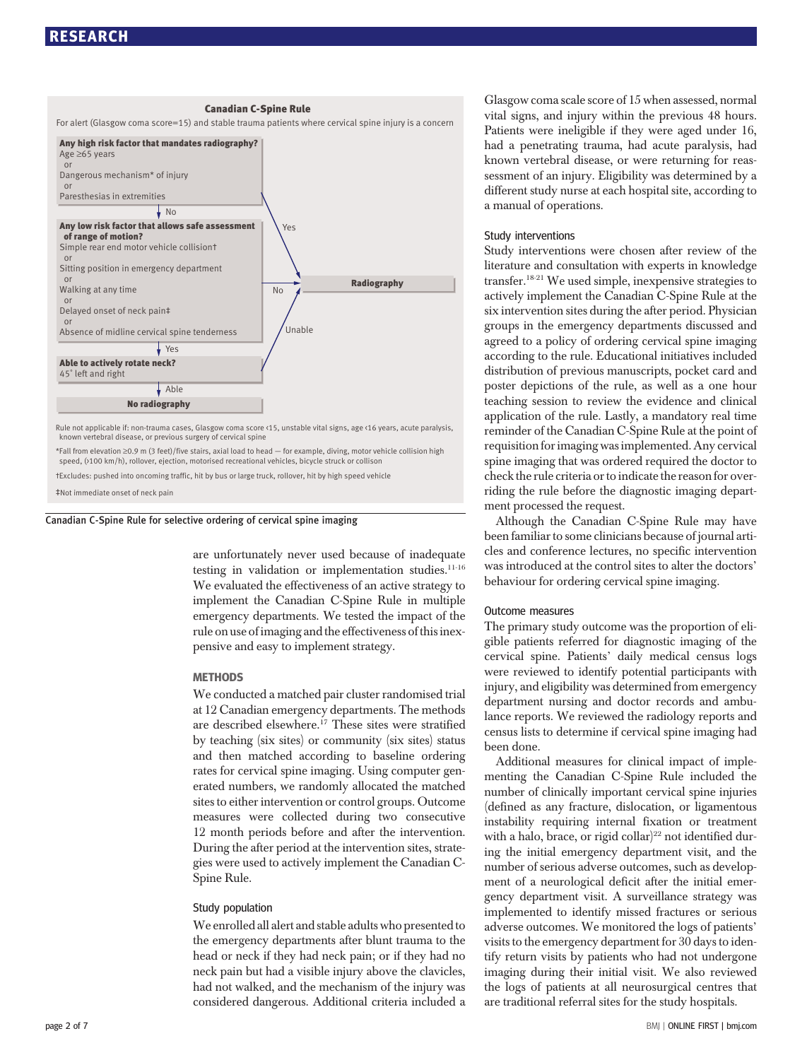**Canadian C-Spine Rule**

For alert (Glasgow coma score=15) and stable trauma patients where cervical spine injury is a concern

**Any high risk factor that mandates radiography?**
Age ≥65 years
or
Dangerous mechanism* of injury
or
Paresthesias in extremities

→ Yes: **Radiography**

↓ No

**Any low risk factor that allows safe assessment of range of motion?**
Simple rear end motor vehicle collision†
or
Sitting position in emergency department
or
Walking at any time
or
Delayed onset of neck pain‡
or
Absence of midline cervical spine tenderness

→ No: **Radiography**

↓ Yes

**Able to actively rotate neck?**
45° left and right

→ Unable: **Radiography**

↓ Able

**No radiography**

Rule not applicable if: non-trauma cases, Glasgow coma score <15, unstable vital signs, age <16 years, acute paralysis, known vertebral disease, or previous surgery of cervical spine

*Fall from elevation ≥0.9 m (3 feet)/five stairs, axial load to head — for example, diving, motor vehicle collision high speed, (>100 km/h), rollover, ejection, motorised recreational vehicles, bicycle struck or collison

†Excludes: pushed into oncoming traffic, hit by bus or large truck, rollover, hit by high speed vehicle

‡Not immediate onset of neck pain

Canadian C-Spine Rule for selective ordering of cervical spine imaging

are unfortunately never used because of inadequate testing in validation or implementation studies.[11-16] We evaluated the effectiveness of an active strategy to implement the Canadian C-Spine Rule in multiple emergency departments. We tested the impact of the rule on use of imaging and the effectiveness of this inexpensive and easy to implement strategy.

## METHODS

We conducted a matched pair cluster randomised trial at 12 Canadian emergency departments. The methods are described elsewhere.[17] These sites were stratified by teaching (six sites) or community (six sites) status and then matched according to baseline ordering rates for cervical spine imaging. Using computer generated numbers, we randomly allocated the matched sites to either intervention or control groups. Outcome measures were collected during two consecutive 12 month periods before and after the intervention. During the after period at the intervention sites, strategies were used to actively implement the Canadian C-Spine Rule.

### Study population

We enrolled all alert and stable adults who presented to the emergency departments after blunt trauma to the head or neck if they had neck pain; or if they had no neck pain but had a visible injury above the clavicles, had not walked, and the mechanism of the injury was considered dangerous. Additional criteria included a Glasgow coma scale score of 15 when assessed, normal vital signs, and injury within the previous 48 hours. Patients were ineligible if they were aged under 16, had a penetrating trauma, had acute paralysis, had known vertebral disease, or were returning for reassessment of an injury. Eligibility was determined by a different study nurse at each hospital site, according to a manual of operations.

### Study interventions

Study interventions were chosen after review of the literature and consultation with experts in knowledge transfer.[18-21] We used simple, inexpensive strategies to actively implement the Canadian C-Spine Rule at the six intervention sites during the after period. Physician groups in the emergency departments discussed and agreed to a policy of ordering cervical spine imaging according to the rule. Educational initiatives included distribution of previous manuscripts, pocket card and poster depictions of the rule, as well as a one hour teaching session to review the evidence and clinical application of the rule. Lastly, a mandatory real time reminder of the Canadian C-Spine Rule at the point of requisition for imaging was implemented. Any cervical spine imaging that was ordered required the doctor to check the rule criteria or to indicate the reason for overriding the rule before the diagnostic imaging department processed the request.

Although the Canadian C-Spine Rule may have been familiar to some clinicians because of journal articles and conference lectures, no specific intervention was introduced at the control sites to alter the doctors' behaviour for ordering cervical spine imaging.

### Outcome measures

The primary study outcome was the proportion of eligible patients referred for diagnostic imaging of the cervical spine. Patients' daily medical census logs were reviewed to identify potential participants with injury, and eligibility was determined from emergency department nursing and doctor records and ambulance reports. We reviewed the radiology reports and census lists to determine if cervical spine imaging had been done.

Additional measures for clinical impact of implementing the Canadian C-Spine Rule included the number of clinically important cervical spine injuries (defined as any fracture, dislocation, or ligamentous instability requiring internal fixation or treatment with a halo, brace, or rigid collar)[22] not identified during the initial emergency department visit, and the number of serious adverse outcomes, such as development of a neurological deficit after the initial emergency department visit. A surveillance strategy was implemented to identify missed fractures or serious adverse outcomes. We monitored the logs of patients' visits to the emergency department for 30 days to identify return visits by patients who had not undergone imaging during their initial visit. We also reviewed the logs of patients at all neurosurgical centres that are traditional referral sites for the study hospitals.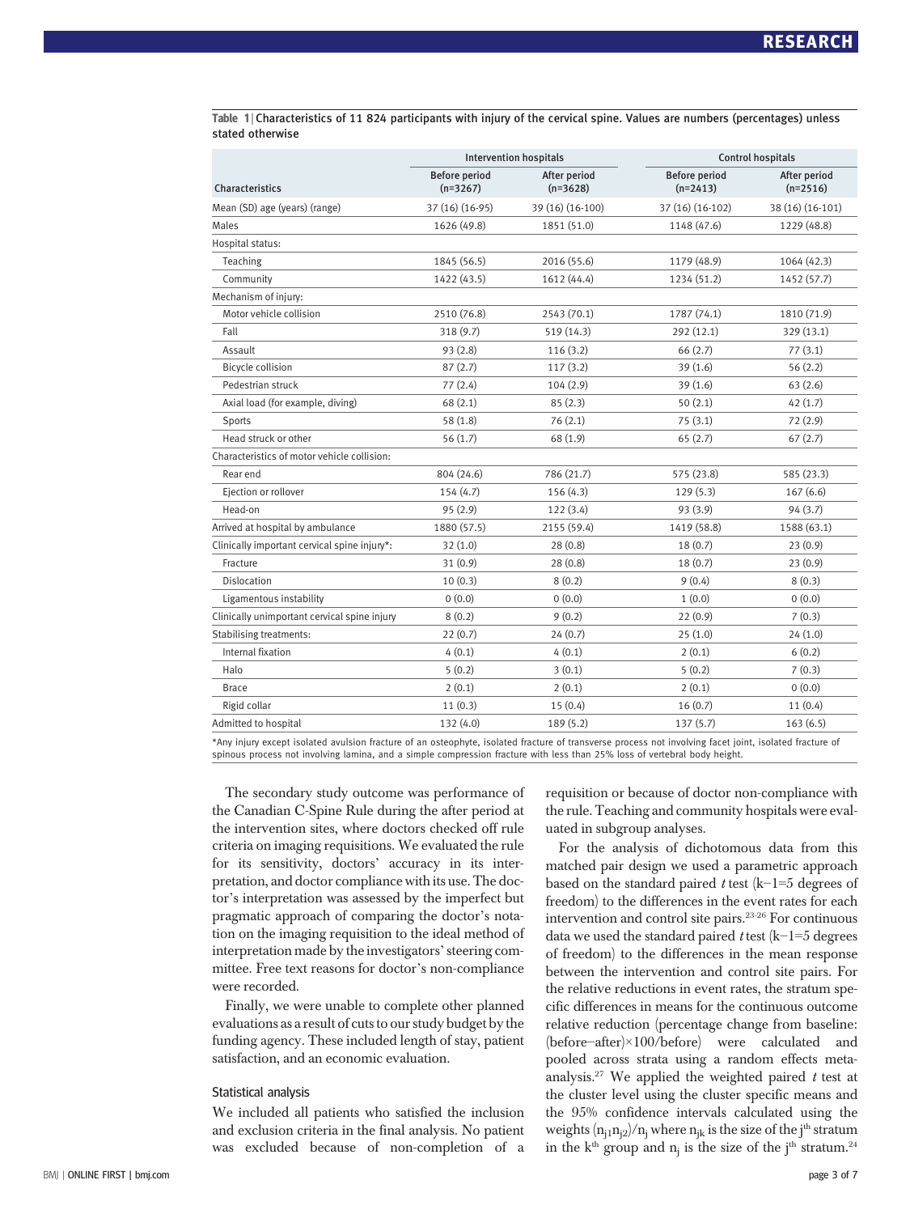**Table 1** | Characteristics of 11 824 participants with injury of the cervical spine. Values are numbers (percentages) unless stated otherwise

| Characteristics | Intervention hospitals | | Control hospitals | |
|---|---|---|---|---|
| | Before period (n=3267) | After period (n=3628) | Before period (n=2413) | After period (n=2516) |
| Mean (SD) age (years) (range) | 37 (16) (16-95) | 39 (16) (16-100) | 37 (16) (16-102) | 38 (16) (16-101) |
| Males | 1626 (49.8) | 1851 (51.0) | 1148 (47.6) | 1229 (48.8) |
| Hospital status: | | | | |
| Teaching | 1845 (56.5) | 2016 (55.6) | 1179 (48.9) | 1064 (42.3) |
| Community | 1422 (43.5) | 1612 (44.4) | 1234 (51.2) | 1452 (57.7) |
| Mechanism of injury: | | | | |
| Motor vehicle collision | 2510 (76.8) | 2543 (70.1) | 1787 (74.1) | 1810 (71.9) |
| Fall | 318 (9.7) | 519 (14.3) | 292 (12.1) | 329 (13.1) |
| Assault | 93 (2.8) | 116 (3.2) | 66 (2.7) | 77 (3.1) |
| Bicycle collision | 87 (2.7) | 117 (3.2) | 39 (1.6) | 56 (2.2) |
| Pedestrian struck | 77 (2.4) | 104 (2.9) | 39 (1.6) | 63 (2.6) |
| Axial load (for example, diving) | 68 (2.1) | 85 (2.3) | 50 (2.1) | 42 (1.7) |
| Sports | 58 (1.8) | 76 (2.1) | 75 (3.1) | 72 (2.9) |
| Head struck or other | 56 (1.7) | 68 (1.9) | 65 (2.7) | 67 (2.7) |
| Characteristics of motor vehicle collision: | | | | |
| Rear end | 804 (24.6) | 786 (21.7) | 575 (23.8) | 585 (23.3) |
| Ejection or rollover | 154 (4.7) | 156 (4.3) | 129 (5.3) | 167 (6.6) |
| Head-on | 95 (2.9) | 122 (3.4) | 93 (3.9) | 94 (3.7) |
| Arrived at hospital by ambulance | 1880 (57.5) | 2155 (59.4) | 1419 (58.8) | 1588 (63.1) |
| Clinically important cervical spine injury*: | 32 (1.0) | 28 (0.8) | 18 (0.7) | 23 (0.9) |
| Fracture | 31 (0.9) | 28 (0.8) | 18 (0.7) | 23 (0.9) |
| Dislocation | 10 (0.3) | 8 (0.2) | 9 (0.4) | 8 (0.3) |
| Ligamentous instability | 0 (0.0) | 0 (0.0) | 1 (0.0) | 0 (0.0) |
| Clinically unimportant cervical spine injury | 8 (0.2) | 9 (0.2) | 22 (0.9) | 7 (0.3) |
| Stabilising treatments: | 22 (0.7) | 24 (0.7) | 25 (1.0) | 24 (1.0) |
| Internal fixation | 4 (0.1) | 4 (0.1) | 2 (0.1) | 6 (0.2) |
| Halo | 5 (0.2) | 3 (0.1) | 5 (0.2) | 7 (0.3) |
| Brace | 2 (0.1) | 2 (0.1) | 2 (0.1) | 0 (0.0) |
| Rigid collar | 11 (0.3) | 15 (0.4) | 16 (0.7) | 11 (0.4) |
| Admitted to hospital | 132 (4.0) | 189 (5.2) | 137 (5.7) | 163 (6.5) |

*Any injury except isolated avulsion fracture of an osteophyte, isolated fracture of transverse process not involving facet joint, isolated fracture of spinous process not involving lamina, and a simple compression fracture with less than 25% loss of vertebral body height.

The secondary study outcome was performance of the Canadian C-Spine Rule during the after period at the intervention sites, where doctors checked off rule criteria on imaging requisitions. We evaluated the rule for its sensitivity, doctors' accuracy in its interpretation, and doctor compliance with its use. The doctor's interpretation was assessed by the imperfect but pragmatic approach of comparing the doctor's notation on the imaging requisition to the ideal method of interpretation made by the investigators' steering committee. Free text reasons for doctor's non-compliance were recorded.

Finally, we were unable to complete other planned evaluations as a result of cuts to our study budget by the funding agency. These included length of stay, patient satisfaction, and an economic evaluation.

### Statistical analysis

We included all patients who satisfied the inclusion and exclusion criteria in the final analysis. No patient was excluded because of non-completion of a requisition or because of doctor non-compliance with the rule. Teaching and community hospitals were evaluated in subgroup analyses.

For the analysis of dichotomous data from this matched pair design we used a parametric approach based on the standard paired *t* test ($k-1=5$ degrees of freedom) to the differences in the event rates for each intervention and control site pairs.[23-26] For continuous data we used the standard paired *t* test ($k-1=5$ degrees of freedom) to the differences in the mean response between the intervention and control site pairs. For the relative reductions in event rates, the stratum specific differences in means for the continuous outcome relative reduction (percentage change from baseline: (before−after)×100/before) were calculated and pooled across strata using a random effects meta-analysis.[27] We applied the weighted paired *t* test at the cluster level using the cluster specific means and the 95% confidence intervals calculated using the weights $(n_{j1}n_{j2})/n_j$ where $n_{jk}$ is the size of the $j^{th}$ stratum in the $k^{th}$ group and $n_j$ is the size of the $j^{th}$ stratum.[24]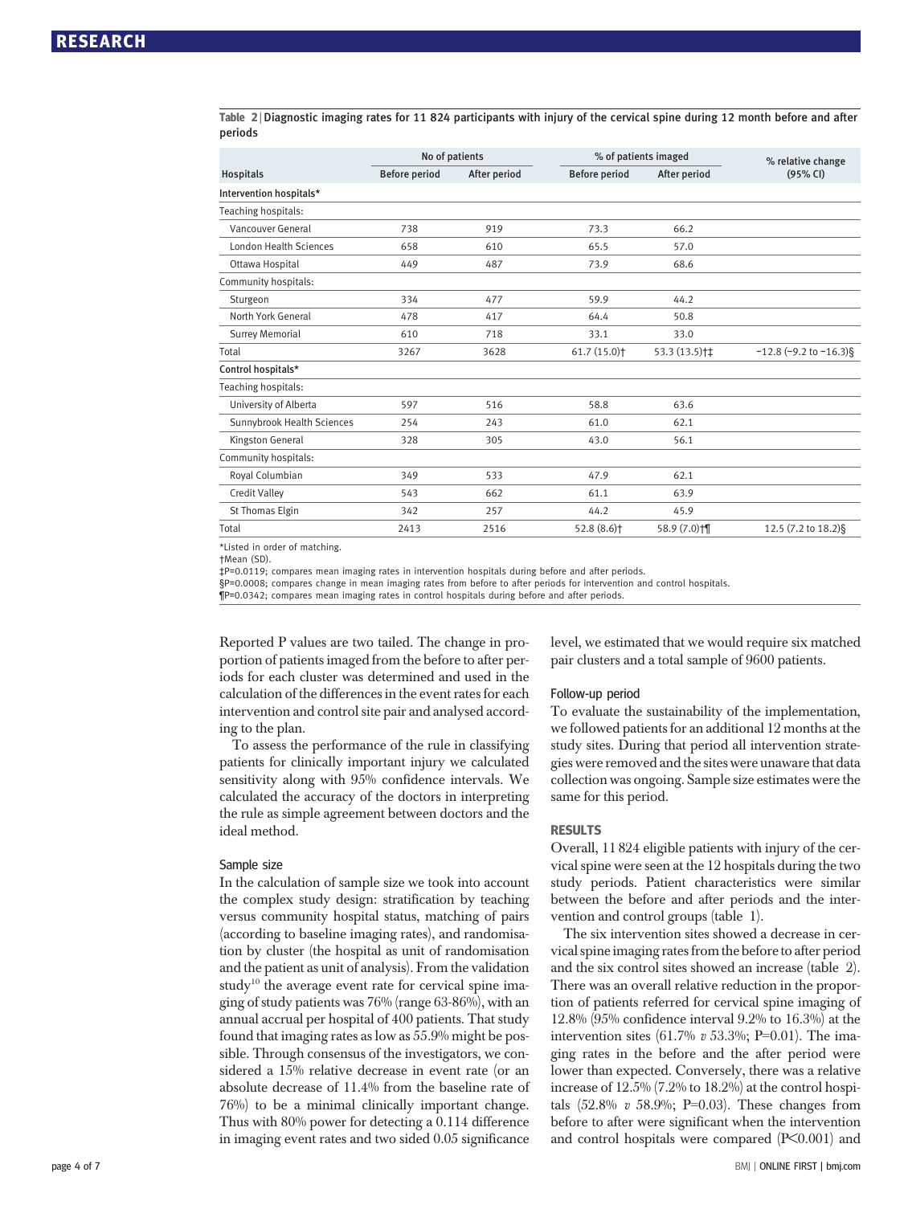**Table 2** | Diagnostic imaging rates for 11 824 participants with injury of the cervical spine during 12 month before and after periods

| Hospitals | No of patients | | % of patients imaged | | % relative change (95% CI) |
|---|---|---|---|---|---|
| | Before period | After period | Before period | After period | |
| **Intervention hospitals*** | | | | | |
| Teaching hospitals: | | | | | |
| Vancouver General | 738 | 919 | 73.3 | 66.2 | |
| London Health Sciences | 658 | 610 | 65.5 | 57.0 | |
| Ottawa Hospital | 449 | 487 | 73.9 | 68.6 | |
| Community hospitals: | | | | | |
| Sturgeon | 334 | 477 | 59.9 | 44.2 | |
| North York General | 478 | 417 | 64.4 | 50.8 | |
| Surrey Memorial | 610 | 718 | 33.1 | 33.0 | |
| Total | 3267 | 3628 | 61.7 (15.0)† | 53.3 (13.5)†‡ | −12.8 (−9.2 to −16.3)§ |
| **Control hospitals*** | | | | | |
| Teaching hospitals: | | | | | |
| University of Alberta | 597 | 516 | 58.8 | 63.6 | |
| Sunnybrook Health Sciences | 254 | 243 | 61.0 | 62.1 | |
| Kingston General | 328 | 305 | 43.0 | 56.1 | |
| Community hospitals: | | | | | |
| Royal Columbian | 349 | 533 | 47.9 | 62.1 | |
| Credit Valley | 543 | 662 | 61.1 | 63.9 | |
| St Thomas Elgin | 342 | 257 | 44.2 | 45.9 | |
| Total | 2413 | 2516 | 52.8 (8.6)† | 58.9 (7.0)†¶ | 12.5 (7.2 to 18.2)§ |

*Listed in order of matching.
†Mean (SD).
‡P=0.0119; compares mean imaging rates in intervention hospitals during before and after periods.
§P=0.0008; compares change in mean imaging rates from before to after periods for intervention and control hospitals.
¶P=0.0342; compares mean imaging rates in control hospitals during before and after periods.

Reported P values are two tailed. The change in proportion of patients imaged from the before to after periods for each cluster was determined and used in the calculation of the differences in the event rates for each intervention and control site pair and analysed according to the plan.

To assess the performance of the rule in classifying patients for clinically important injury we calculated sensitivity along with 95% confidence intervals. We calculated the accuracy of the doctors in interpreting the rule as simple agreement between doctors and the ideal method.

### Sample size

In the calculation of sample size we took into account the complex study design: stratification by teaching versus community hospital status, matching of pairs (according to baseline imaging rates), and randomisation by cluster (the hospital as unit of randomisation and the patient as unit of analysis). From the validation study[10] the average event rate for cervical spine imaging of study patients was 76% (range 63-86%), with an annual accrual per hospital of 400 patients. That study found that imaging rates as low as 55.9% might be possible. Through consensus of the investigators, we considered a 15% relative decrease in event rate (or an absolute decrease of 11.4% from the baseline rate of 76%) to be a minimal clinically important change. Thus with 80% power for detecting a 0.114 difference in imaging event rates and two sided 0.05 significance level, we estimated that we would require six matched pair clusters and a total sample of 9600 patients.

### Follow-up period

To evaluate the sustainability of the implementation, we followed patients for an additional 12 months at the study sites. During that period all intervention strategies were removed and the sites were unaware that data collection was ongoing. Sample size estimates were the same for this period.

## RESULTS

Overall, 11 824 eligible patients with injury of the cervical spine were seen at the 12 hospitals during the two study periods. Patient characteristics were similar between the before and after periods and the intervention and control groups (table 1).

The six intervention sites showed a decrease in cervical spine imaging rates from the before to after period and the six control sites showed an increase (table 2). There was an overall relative reduction in the proportion of patients referred for cervical spine imaging of 12.8% (95% confidence interval 9.2% to 16.3%) at the intervention sites (61.7% *v* 53.3%; P=0.01). The imaging rates in the before and the after period were lower than expected. Conversely, there was a relative increase of 12.5% (7.2% to 18.2%) at the control hospitals (52.8% *v* 58.9%; P=0.03). These changes from before to after were significant when the intervention and control hospitals were compared ($P<0.001$) and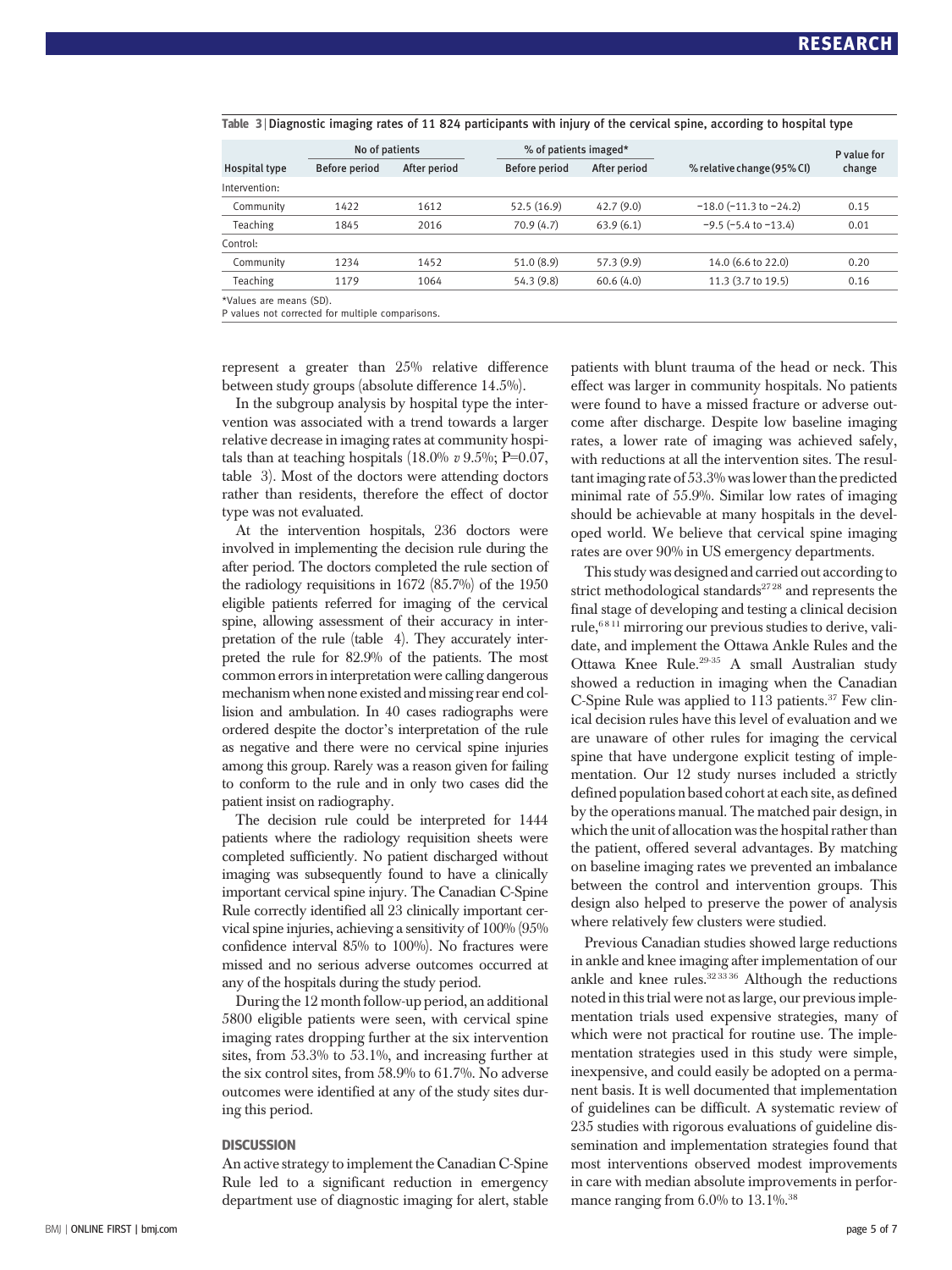**Table 3 | Diagnostic imaging rates of 11 824 participants with injury of the cervical spine, according to hospital type**

| Hospital type | No of patients | | % of patients imaged* | | % relative change (95% CI) | P value for change |
|---|---|---|---|---|---|---|
| | Before period | After period | Before period | After period | | |
| Intervention: | | | | | | |
| Community | 1422 | 1612 | 52.5 (16.9) | 42.7 (9.0) | −18.0 (−11.3 to −24.2) | 0.15 |
| Teaching | 1845 | 2016 | 70.9 (4.7) | 63.9 (6.1) | −9.5 (−5.4 to −13.4) | 0.01 |
| Control: | | | | | | |
| Community | 1234 | 1452 | 51.0 (8.9) | 57.3 (9.9) | 14.0 (6.6 to 22.0) | 0.20 |
| Teaching | 1179 | 1064 | 54.3 (9.8) | 60.6 (4.0) | 11.3 (3.7 to 19.5) | 0.16 |

*Values are means (SD).
P values not corrected for multiple comparisons.

represent a greater than 25% relative difference between study groups (absolute difference 14.5%).

In the subgroup analysis by hospital type the intervention was associated with a trend towards a larger relative decrease in imaging rates at community hospitals than at teaching hospitals (18.0% *v* 9.5%; P=0.07, table 3). Most of the doctors were attending doctors rather than residents, therefore the effect of doctor type was not evaluated.

At the intervention hospitals, 236 doctors were involved in implementing the decision rule during the after period. The doctors completed the rule section of the radiology requisitions in 1672 (85.7%) of the 1950 eligible patients referred for imaging of the cervical spine, allowing assessment of their accuracy in interpretation of the rule (table 4). They accurately interpreted the rule for 82.9% of the patients. The most common errors in interpretation were calling dangerous mechanism when none existed and missing rear end collision and ambulation. In 40 cases radiographs were ordered despite the doctor's interpretation of the rule as negative and there were no cervical spine injuries among this group. Rarely was a reason given for failing to conform to the rule and in only two cases did the patient insist on radiography.

The decision rule could be interpreted for 1444 patients where the radiology requisition sheets were completed sufficiently. No patient discharged without imaging was subsequently found to have a clinically important cervical spine injury. The Canadian C-Spine Rule correctly identified all 23 clinically important cervical spine injuries, achieving a sensitivity of 100% (95% confidence interval 85% to 100%). No fractures were missed and no serious adverse outcomes occurred at any of the hospitals during the study period.

During the 12 month follow-up period, an additional 5800 eligible patients were seen, with cervical spine imaging rates dropping further at the six intervention sites, from 53.3% to 53.1%, and increasing further at the six control sites, from 58.9% to 61.7%. No adverse outcomes were identified at any of the study sites during this period.

## DISCUSSION

An active strategy to implement the Canadian C-Spine Rule led to a significant reduction in emergency department use of diagnostic imaging for alert, stable patients with blunt trauma of the head or neck. This effect was larger in community hospitals. No patients were found to have a missed fracture or adverse outcome after discharge. Despite low baseline imaging rates, a lower rate of imaging was achieved safely, with reductions at all the intervention sites. The resultant imaging rate of 53.3% was lower than the predicted minimal rate of 55.9%. Similar low rates of imaging should be achievable at many hospitals in the developed world. We believe that cervical spine imaging rates are over 90% in US emergency departments.

This study was designed and carried out according to strict methodological standards[27 28] and represents the final stage of developing and testing a clinical decision rule,[6 8 11] mirroring our previous studies to derive, validate, and implement the Ottawa Ankle Rules and the Ottawa Knee Rule.[29-35] A small Australian study showed a reduction in imaging when the Canadian C-Spine Rule was applied to 113 patients.[37] Few clinical decision rules have this level of evaluation and we are unaware of other rules for imaging the cervical spine that have undergone explicit testing of implementation. Our 12 study nurses included a strictly defined population based cohort at each site, as defined by the operations manual. The matched pair design, in which the unit of allocation was the hospital rather than the patient, offered several advantages. By matching on baseline imaging rates we prevented an imbalance between the control and intervention groups. This design also helped to preserve the power of analysis where relatively few clusters were studied.

Previous Canadian studies showed large reductions in ankle and knee imaging after implementation of our ankle and knee rules.[32 33 36] Although the reductions noted in this trial were not as large, our previous implementation trials used expensive strategies, many of which were not practical for routine use. The implementation strategies used in this study were simple, inexpensive, and could easily be adopted on a permanent basis. It is well documented that implementation of guidelines can be difficult. A systematic review of 235 studies with rigorous evaluations of guideline dissemination and implementation strategies found that most interventions observed modest improvements in care with median absolute improvements in performance ranging from 6.0% to 13.1%.[38]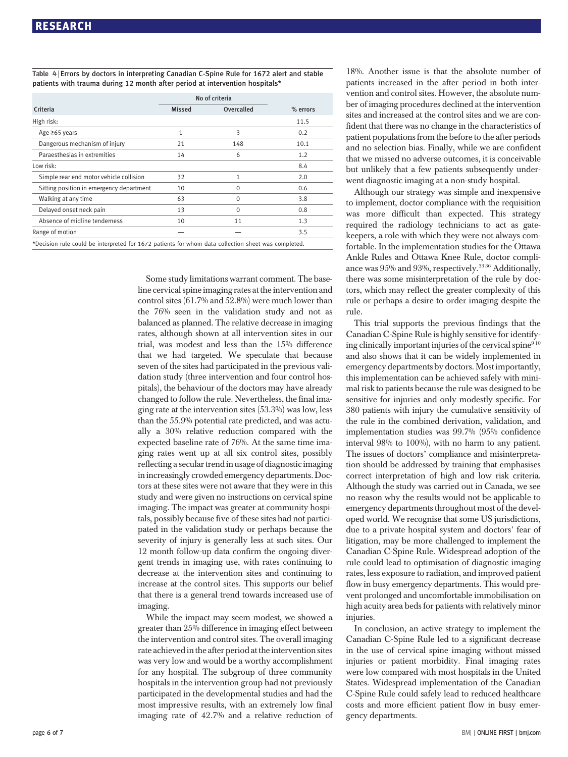**Table 4 | Errors by doctors in interpreting Canadian C-Spine Rule for 1672 alert and stable patients with trauma during 12 month after period at intervention hospitals***

| Criteria | No of criteria | | % errors |
|---|---|---|---|
| | Missed | Overcalled | |
| High risk: | | | 11.5 |
| Age ≥65 years | 1 | 3 | 0.2 |
| Dangerous mechanism of injury | 21 | 148 | 10.1 |
| Paraesthesias in extremities | 14 | 6 | 1.2 |
| Low risk: | | | 8.4 |
| Simple rear end motor vehicle collision | 32 | 1 | 2.0 |
| Sitting position in emergency department | 10 | 0 | 0.6 |
| Walking at any time | 63 | 0 | 3.8 |
| Delayed onset neck pain | 13 | 0 | 0.8 |
| Absence of midline tenderness | 10 | 11 | 1.3 |
| Range of motion | — | — | 3.5 |

*Decision rule could be interpreted for 1672 patients for whom data collection sheet was completed.

Some study limitations warrant comment. The baseline cervical spine imaging rates at the intervention and control sites (61.7% and 52.8%) were much lower than the 76% seen in the validation study and not as balanced as planned. The relative decrease in imaging rates, although shown at all intervention sites in our trial, was modest and less than the 15% difference that we had targeted. We speculate that because seven of the sites had participated in the previous validation study (three intervention and four control hospitals), the behaviour of the doctors may have already changed to follow the rule. Nevertheless, the final imaging rate at the intervention sites (53.3%) was low, less than the 55.9% potential rate predicted, and was actually a 30% relative reduction compared with the expected baseline rate of 76%. At the same time imaging rates went up at all six control sites, possibly reflecting a secular trend in usage of diagnostic imaging in increasingly crowded emergency departments. Doctors at these sites were not aware that they were in this study and were given no instructions on cervical spine imaging. The impact was greater at community hospitals, possibly because five of these sites had not participated in the validation study or perhaps because the severity of injury is generally less at such sites. Our 12 month follow-up data confirm the ongoing divergent trends in imaging use, with rates continuing to decrease at the intervention sites and continuing to increase at the control sites. This supports our belief that there is a general trend towards increased use of imaging.

While the impact may seem modest, we showed a greater than 25% difference in imaging effect between the intervention and control sites. The overall imaging rate achieved in the after period at the intervention sites was very low and would be a worthy accomplishment for any hospital. The subgroup of three community hospitals in the intervention group had not previously participated in the developmental studies and had the most impressive results, with an extremely low final imaging rate of 42.7% and a relative reduction of 18%. Another issue is that the absolute number of patients increased in the after period in both intervention and control sites. However, the absolute number of imaging procedures declined at the intervention sites and increased at the control sites and we are confident that there was no change in the characteristics of patient populations from the before to the after periods and no selection bias. Finally, while we are confident that we missed no adverse outcomes, it is conceivable but unlikely that a few patients subsequently underwent diagnostic imaging at a non-study hospital.

Although our strategy was simple and inexpensive to implement, doctor compliance with the requisition was more difficult than expected. This strategy required the radiology technicians to act as gatekeepers, a role with which they were not always comfortable. In the implementation studies for the Ottawa Ankle Rules and Ottawa Knee Rule, doctor compliance was 95% and 93%, respectively.[33 36] Additionally, there was some misinterpretation of the rule by doctors, which may reflect the greater complexity of this rule or perhaps a desire to order imaging despite the rule.

This trial supports the previous findings that the Canadian C-Spine Rule is highly sensitive for identifying clinically important injuries of the cervical spine[9 10] and also shows that it can be widely implemented in emergency departments by doctors. Most importantly, this implementation can be achieved safely with minimal risk to patients because the rule was designed to be sensitive for injuries and only modestly specific. For 380 patients with injury the cumulative sensitivity of the rule in the combined derivation, validation, and implementation studies was 99.7% (95% confidence interval 98% to 100%), with no harm to any patient. The issues of doctors' compliance and misinterpretation should be addressed by training that emphasises correct interpretation of high and low risk criteria. Although the study was carried out in Canada, we see no reason why the results would not be applicable to emergency departments throughout most of the developed world. We recognise that some US jurisdictions, due to a private hospital system and doctors' fear of litigation, may be more challenged to implement the Canadian C-Spine Rule. Widespread adoption of the rule could lead to optimisation of diagnostic imaging rates, less exposure to radiation, and improved patient flow in busy emergency departments. This would prevent prolonged and uncomfortable immobilisation on high acuity area beds for patients with relatively minor injuries.

In conclusion, an active strategy to implement the Canadian C-Spine Rule led to a significant decrease in the use of cervical spine imaging without missed injuries or patient morbidity. Final imaging rates were low compared with most hospitals in the United States. Widespread implementation of the Canadian C-Spine Rule could safely lead to reduced healthcare costs and more efficient patient flow in busy emergency departments.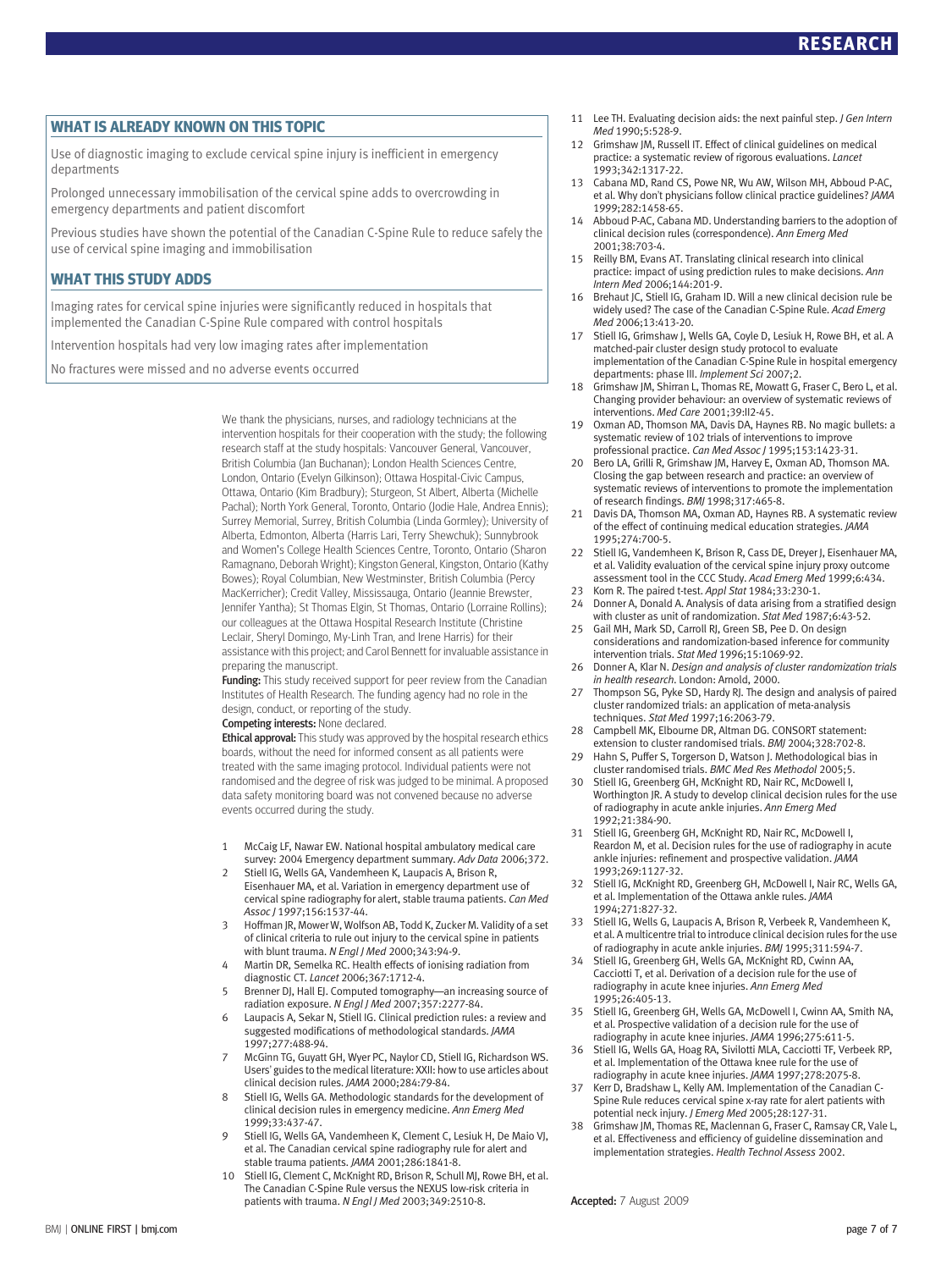## WHAT IS ALREADY KNOWN ON THIS TOPIC

Use of diagnostic imaging to exclude cervical spine injury is inefficient in emergency departments

Prolonged unnecessary immobilisation of the cervical spine adds to overcrowding in emergency departments and patient discomfort

Previous studies have shown the potential of the Canadian C-Spine Rule to reduce safely the use of cervical spine imaging and immobilisation

## WHAT THIS STUDY ADDS

Imaging rates for cervical spine injuries were significantly reduced in hospitals that implemented the Canadian C-Spine Rule compared with control hospitals

Intervention hospitals had very low imaging rates after implementation

No fractures were missed and no adverse events occurred

We thank the physicians, nurses, and radiology technicians at the intervention hospitals for their cooperation with the study; the following research staff at the study hospitals: Vancouver General, Vancouver, British Columbia (Jan Buchanan); London Health Sciences Centre, London, Ontario (Evelyn Gilkinson); Ottawa Hospital-Civic Campus, Ottawa, Ontario (Kim Bradbury); Sturgeon, St Albert, Alberta (Michelle Pachal); North York General, Toronto, Ontario (Jodie Hale, Andrea Ennis); Surrey Memorial, Surrey, British Columbia (Linda Gormley); University of Alberta, Edmonton, Alberta (Harris Lari, Terry Shewchuk); Sunnybrook and Women's College Health Sciences Centre, Toronto, Ontario (Sharon Ramagnano, Deborah Wright); Kingston General, Kingston, Ontario (Kathy Bowes); Royal Columbian, New Westminster, British Columbia (Percy MacKerricher); Credit Valley, Mississauga, Ontario (Jeannie Brewster, Jennifer Yantha); St Thomas Elgin, St Thomas, Ontario (Lorraine Rollins); our colleagues at the Ottawa Hospital Research Institute (Christine Leclair, Sheryl Domingo, My-Linh Tran, and Irene Harris) for their assistance with this project; and Carol Bennett for invaluable assistance in preparing the manuscript.

**Funding:** This study received support for peer review from the Canadian Institutes of Health Research. The funding agency had no role in the design, conduct, or reporting of the study.

**Competing interests:** None declared.

**Ethical approval:** This study was approved by the hospital research ethics boards, without the need for informed consent as all patients were treated with the same imaging protocol. Individual patients were not randomised and the degree of risk was judged to be minimal. A proposed data safety monitoring board was not convened because no adverse events occurred during the study.

1. McCaig LF, Nawar EW. National hospital ambulatory medical care survey: 2004 Emergency department summary. *Adv Data* 2006;372.
2. Stiell IG, Wells GA, Vandemheen K, Laupacis A, Brison R, Eisenhauer MA, et al. Variation in emergency department use of cervical spine radiography for alert, stable trauma patients. *Can Med Assoc J* 1997;156:1537-44.
3. Hoffman JR, Mower W, Wolfson AB, Todd K, Zucker M. Validity of a set of clinical criteria to rule out injury to the cervical spine in patients with blunt trauma. *N Engl J Med* 2000;343:94-9.
4. Martin DR, Semelka RC. Health effects of ionising radiation from diagnostic CT. *Lancet* 2006;367:1712-4.
5. Brenner DJ, Hall EJ. Computed tomography—an increasing source of radiation exposure. *N Engl J Med* 2007;357:2277-84.
6. Laupacis A, Sekar N, Stiell IG. Clinical prediction rules: a review and suggested modifications of methodological standards. *JAMA* 1997;277:488-94.
7. McGinn TG, Guyatt GH, Wyer PC, Naylor CD, Stiell IG, Richardson WS. Users' guides to the medical literature: XXII: how to use articles about clinical decision rules. *JAMA* 2000;284:79-84.
8. Stiell IG, Wells GA. Methodologic standards for the development of clinical decision rules in emergency medicine. *Ann Emerg Med* 1999;33:437-47.
9. Stiell IG, Wells GA, Vandemheen K, Clement C, Lesiuk H, De Maio VJ, et al. The Canadian cervical spine radiography rule for alert and stable trauma patients. *JAMA* 2001;286:1841-8.
10. Stiell IG, Clement C, McKnight RD, Brison R, Schull MJ, Rowe BH, et al. The Canadian C-Spine Rule versus the NEXUS low-risk criteria in patients with trauma. *N Engl J Med* 2003;349:2510-8.
11. Lee TH. Evaluating decision aids: the next painful step. *J Gen Intern Med* 1990;5:528-9.
12. Grimshaw JM, Russell IT. Effect of clinical guidelines on medical practice: a systematic review of rigorous evaluations. *Lancet* 1993;342:1317-22.
13. Cabana MD, Rand CS, Powe NR, Wu AW, Wilson MH, Abboud P-AC, et al. Why don't physicians follow clinical practice guidelines? *JAMA* 1999;282:1458-65.
14. Abboud P-AC, Cabana MD. Understanding barriers to the adoption of clinical decision rules (correspondence). *Ann Emerg Med* 2001;38:703-4.
15. Reilly BM, Evans AT. Translating clinical research into clinical practice: impact of using prediction rules to make decisions. *Ann Intern Med* 2006;144:201-9.
16. Brehaut JC, Stiell IG, Graham ID. Will a new clinical decision rule be widely used? The case of the Canadian C-Spine Rule. *Acad Emerg Med* 2006;13:413-20.
17. Stiell IG, Grimshaw J, Wells GA, Coyle D, Lesiuk H, Rowe BH, et al. A matched-pair cluster design study protocol to evaluate implementation of the Canadian C-Spine Rule in hospital emergency departments: phase III. *Implement Sci* 2007;2.
18. Grimshaw JM, Shirran L, Thomas RE, Mowatt G, Fraser C, Bero L, et al. Changing provider behaviour: an overview of systematic reviews of interventions. *Med Care* 2001;39:II2-45.
19. Oxman AD, Thomson MA, Davis DA, Haynes RB. No magic bullets: a systematic review of 102 trials of interventions to improve professional practice. *Can Med Assoc J* 1995;153:1423-31.
20. Bero LA, Grilli R, Grimshaw JM, Harvey E, Oxman AD, Thomson MA. Closing the gap between research and practice: an overview of systematic reviews of interventions to promote the implementation of research findings. *BMJ* 1998;317:465-8.
21. Davis DA, Thomson MA, Oxman AD, Haynes RB. A systematic review of the effect of continuing medical education strategies. *JAMA* 1995;274:700-5.
22. Stiell IG, Vandemheen K, Brison R, Cass DE, Dreyer J, Eisenhauer MA, et al. Validity evaluation of the cervical spine injury proxy outcome assessment tool in the CCC Study. *Acad Emerg Med* 1999;6:434.
23. Korn R. The paired t-test. *Appl Stat* 1984;33:230-1.
24. Donner A, Donald A. Analysis of data arising from a stratified design with cluster as unit of randomization. *Stat Med* 1987;6:43-52.
25. Gail MH, Mark SD, Carroll RJ, Green SB, Pee D. On design considerations and randomization-based inference for community intervention trials. *Stat Med* 1996;15:1069-92.
26. Donner A, Klar N. *Design and analysis of cluster randomization trials in health research*. London: Arnold, 2000.
27. Thompson SG, Pyke SD, Hardy RJ. The design and analysis of paired cluster randomized trials: an application of meta-analysis techniques. *Stat Med* 1997;16:2063-79.
28. Campbell MK, Elbourne DR, Altman DG. CONSORT statement: extension to cluster randomised trials. *BMJ* 2004;328:702-8.
29. Hahn S, Puffer S, Torgerson D, Watson J. Methodological bias in cluster randomised trials. *BMC Med Res Methodol* 2005;5.
30. Stiell IG, Greenberg GH, McKnight RD, Nair RC, McDowell I, Worthington JR. A study to develop clinical decision rules for the use of radiography in acute ankle injuries. *Ann Emerg Med* 1992;21:384-90.
31. Stiell IG, Greenberg GH, McKnight RD, Nair RC, McDowell I, Reardon M, et al. Decision rules for the use of radiography in acute ankle injuries: refinement and prospective validation. *JAMA* 1993;269:1127-32.
32. Stiell IG, McKnight RD, Greenberg GH, McDowell I, Nair RC, Wells GA, et al. Implementation of the Ottawa ankle rules. *JAMA* 1994;271:827-32.
33. Stiell IG, Wells G, Laupacis A, Brison R, Verbeek R, Vandemheen K, et al. A multicentre trial to introduce clinical decision rules for the use of radiography in acute ankle injuries. *BMJ* 1995;311:594-7.
34. Stiell IG, Greenberg GH, Wells GA, McKnight RD, Cwinn AA, Cacciotti T, et al. Derivation of a decision rule for the use of radiography in acute knee injuries. *Ann Emerg Med* 1995;26:405-13.
35. Stiell IG, Greenberg GH, Wells GA, McDowell I, Cwinn AA, Smith NA, et al. Prospective validation of a decision rule for the use of radiography in acute knee injuries. *JAMA* 1996;275:611-5.
36. Stiell IG, Wells GA, Hoag RA, Sivilotti MLA, Cacciotti TF, Verbeek RP, et al. Implementation of the Ottawa knee rule for the use of radiography in acute knee injuries. *JAMA* 1997;278:2075-8.
37. Kerr D, Bradshaw L, Kelly AM. Implementation of the Canadian C-Spine Rule reduces cervical spine x-ray rate for alert patients with potential neck injury. *J Emerg Med* 2005;28:127-31.
38. Grimshaw JM, Thomas RE, Maclennan G, Fraser C, Ramsay CR, Vale L, et al. Effectiveness and efficiency of guideline dissemination and implementation strategies. *Health Technol Assess* 2002.

**Accepted:** 7 August 2009